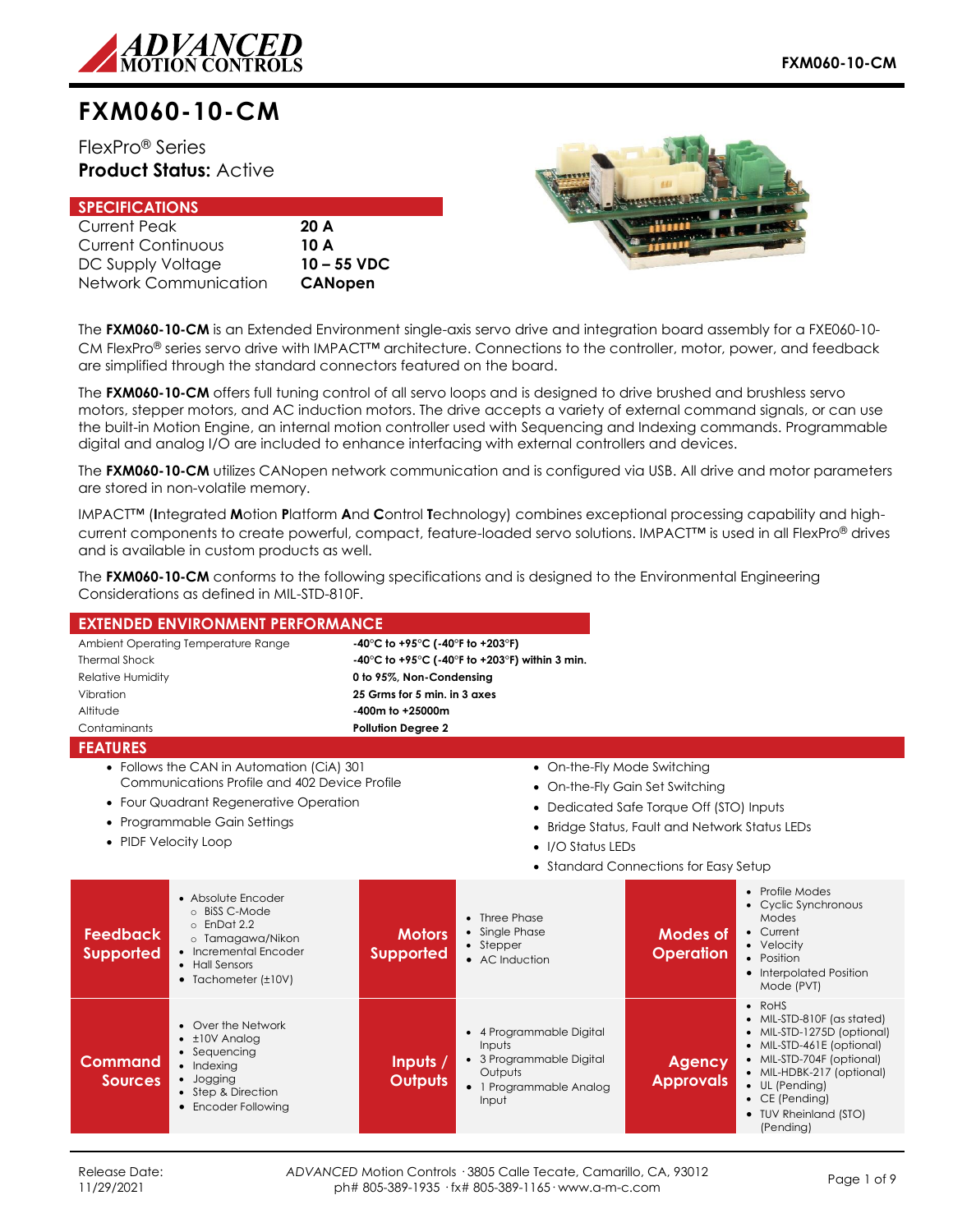# FXM060-10-CM

FlexPro® Series
**Product Status:** Active

## SPECIFICATIONS

| | |
|---|---|
| Current Peak | **20 A** |
| Current Continuous | **10 A** |
| DC Supply Voltage | **10 – 55 VDC** |
| Network Communication | **CANopen** |

The **FXM060-10-CM** is an Extended Environment single-axis servo drive and integration board assembly for a FXE060-10-CM FlexPro® series servo drive with IMPACT™ architecture. Connections to the controller, motor, power, and feedback are simplified through the standard connectors featured on the board.

The **FXM060-10-CM** offers full tuning control of all servo loops and is designed to drive brushed and brushless servo motors, stepper motors, and AC induction motors. The drive accepts a variety of external command signals, or can use the built-in Motion Engine, an internal motion controller used with Sequencing and Indexing commands. Programmable digital and analog I/O are included to enhance interfacing with external controllers and devices.

The **FXM060-10-CM** utilizes CANopen network communication and is configured via USB. All drive and motor parameters are stored in non-volatile memory.

IMPACT™ (**I**ntegrated **M**otion **P**latform **A**nd **C**ontrol **T**echnology) combines exceptional processing capability and high-current components to create powerful, compact, feature-loaded servo solutions. IMPACT™ is used in all FlexPro® drives and is available in custom products as well.

The **FXM060-10-CM** conforms to the following specifications and is designed to the Environmental Engineering Considerations as defined in MIL-STD-810F.

## EXTENDED ENVIRONMENT PERFORMANCE

| | |
|---|---|
| Ambient Operating Temperature Range | **-40°C to +95°C (-40°F to +203°F)** |
| Thermal Shock | **-40°C to +95°C (-40°F to +203°F) within 3 min.** |
| Relative Humidity | **0 to 95%, Non-Condensing** |
| Vibration | **25 Grms for 5 min. in 3 axes** |
| Altitude | **-400m to +25000m** |
| Contaminants | **Pollution Degree 2** |

## FEATURES

- Follows the CAN in Automation (CiA) 301 Communications Profile and 402 Device Profile
- Four Quadrant Regenerative Operation
- Programmable Gain Settings
- PIDF Velocity Loop
- On-the-Fly Mode Switching
- On-the-Fly Gain Set Switching
- Dedicated Safe Torque Off (STO) Inputs
- Bridge Status, Fault and Network Status LEDs
- I/O Status LEDs
- Standard Connections for Easy Setup

| | | | | | |
|---|---|---|---|---|---|
| **Feedback Supported** | • Absolute Encoder<br>○ BiSS C-Mode<br>○ EnDat 2.2<br>○ Tamagawa/Nikon<br>• Incremental Encoder<br>• Hall Sensors<br>• Tachometer (±10V) | **Motors Supported** | • Three Phase<br>• Single Phase<br>• Stepper<br>• AC Induction | **Modes of Operation** | • Profile Modes<br>• Cyclic Synchronous Modes<br>• Current<br>• Velocity<br>• Position<br>• Interpolated Position Mode (PVT) |
| **Command Sources** | • Over the Network<br>• ±10V Analog<br>• Sequencing<br>• Indexing<br>• Jogging<br>• Step & Direction<br>• Encoder Following | **Inputs / Outputs** | • 4 Programmable Digital Inputs<br>• 3 Programmable Digital Outputs<br>• 1 Programmable Analog Input | **Agency Approvals** | • RoHS<br>• MIL-STD-810F (as stated)<br>• MIL-STD-1275D (optional)<br>• MIL-STD-461E (optional)<br>• MIL-STD-704F (optional)<br>• MIL-HDBK-217 (optional)<br>• UL (Pending)<br>• CE (Pending)<br>• TUV Rheinland (STO) (Pending) |

Release Date: 11/29/2021

*ADVANCED* Motion Controls · 3805 Calle Tecate, Camarillo, CA, 93012
ph# 805-389-1935 · fx# 805-389-1165 · www.a-m-c.com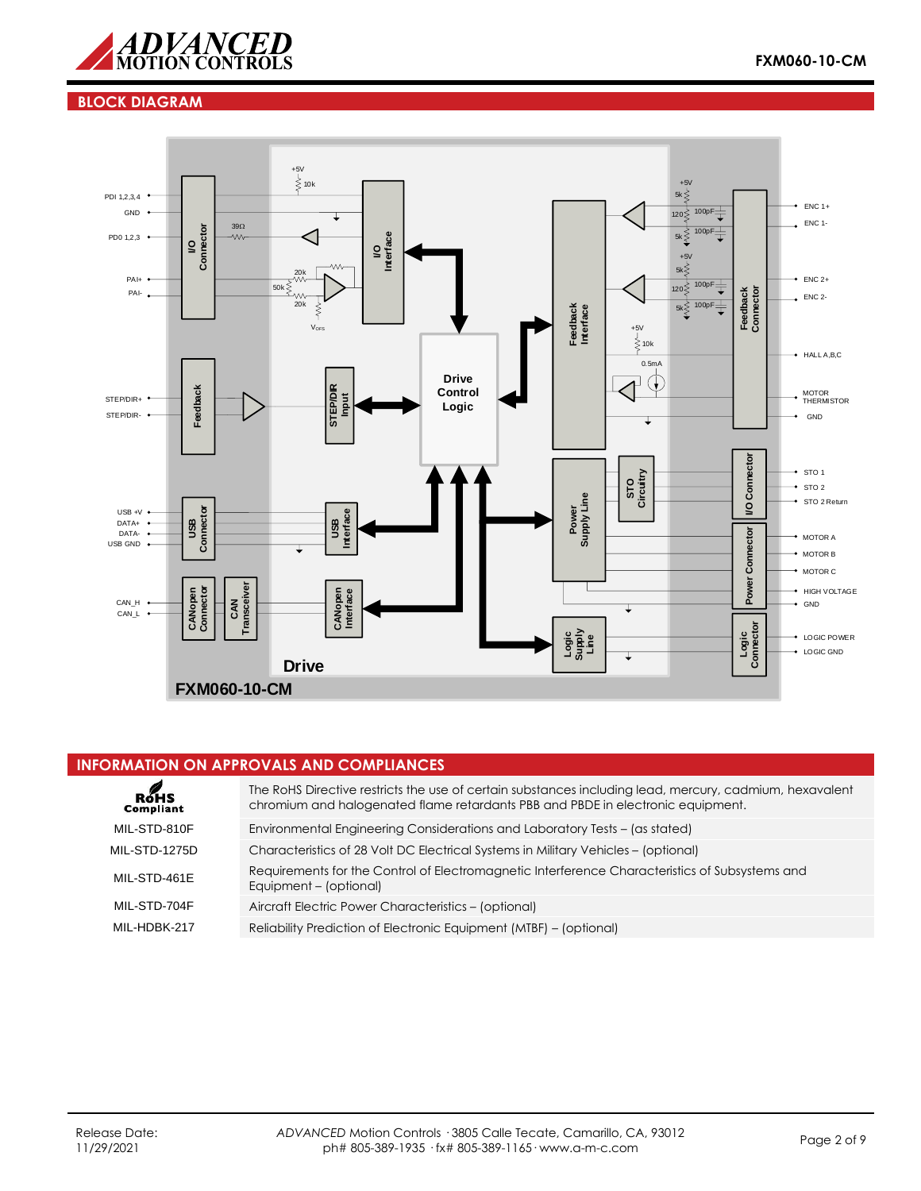## BLOCK DIAGRAM

PDI 1,2,3,4
GND
PDO 1,2,3
PAI+
PAI-
STEP/DIR+
STEP/DIR-
USB +V
DATA+
DATA-
USB GND
CAN_H
CAN_L

I/O Connector
Feedback
USB Connector
CANopen Connector
CAN Transceiver
I/O Interface
STEP/DIR Input
USB Interface
CANopen Interface
Drive Control Logic
Feedback Interface
Power Supply Line
STO Circuitry
Logic Supply Line
Feedback Connector
I/O Connector
Power Connector
Logic Connector

ENC 1+
ENC 1-
ENC 2+
ENC 2-
HALL A,B,C
MOTOR THERMISTOR
GND
STO 1
STO 2
STO 2 Return
MOTOR A
MOTOR B
MOTOR C
HIGH VOLTAGE
GND
LOGIC POWER
LOGIC GND

Drive

FXM060-10-CM

## INFORMATION ON APPROVALS AND COMPLIANCES

| | |
|---|---|
| RoHS Compliant | The RoHS Directive restricts the use of certain substances including lead, mercury, cadmium, hexavalent chromium and halogenated flame retardants PBB and PBDE in electronic equipment. |
| MIL-STD-810F | Environmental Engineering Considerations and Laboratory Tests – (as stated) |
| MIL-STD-1275D | Characteristics of 28 Volt DC Electrical Systems in Military Vehicles – (optional) |
| MIL-STD-461E | Requirements for the Control of Electromagnetic Interference Characteristics of Subsystems and Equipment – (optional) |
| MIL-STD-704F | Aircraft Electric Power Characteristics – (optional) |
| MIL-HDBK-217 | Reliability Prediction of Electronic Equipment (MTBF) – (optional) |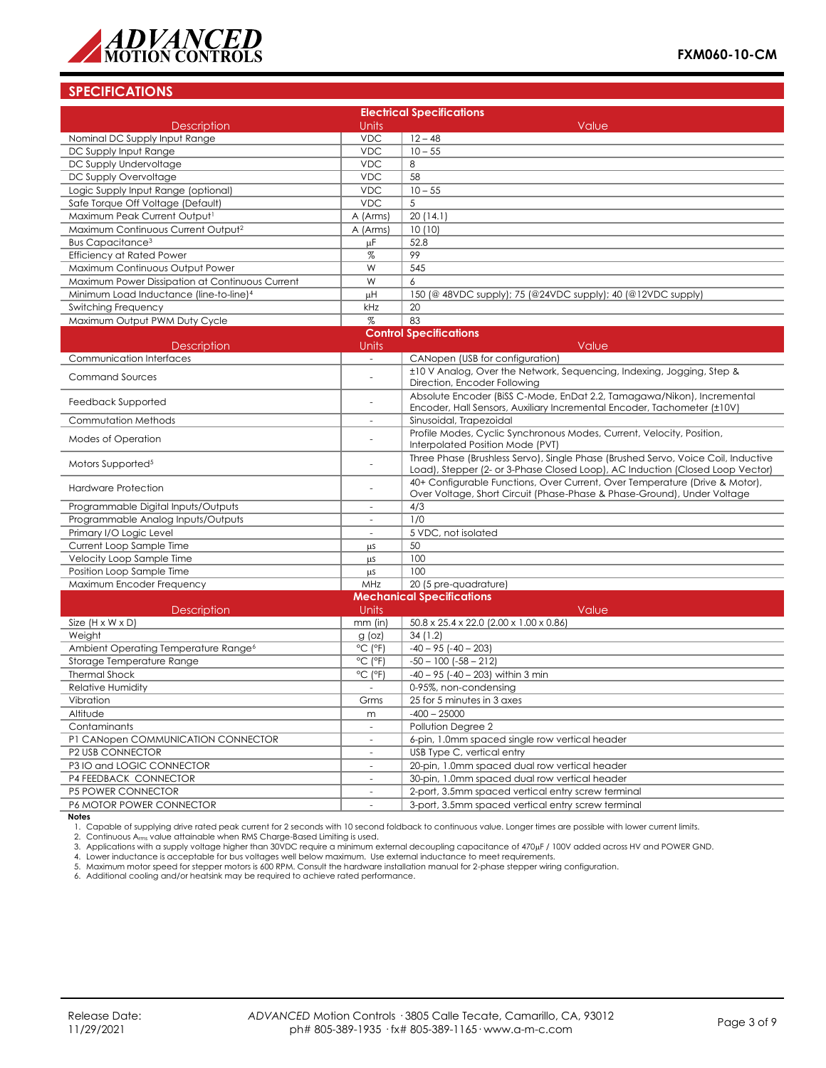## SPECIFICATIONS

| Electrical Specifications | | |
|---|---|---|
| Description | Units | Value |
| Nominal DC Supply Input Range | VDC | 12 – 48 |
| DC Supply Input Range | VDC | 10 – 55 |
| DC Supply Undervoltage | VDC | 8 |
| DC Supply Overvoltage | VDC | 58 |
| Logic Supply Input Range (optional) | VDC | 10 – 55 |
| Safe Torque Off Voltage (Default) | VDC | 5 |
| Maximum Peak Current Output[1] | A (Arms) | 20 (14.1) |
| Maximum Continuous Current Output[2] | A (Arms) | 10 (10) |
| Bus Capacitance[3] | μF | 52.8 |
| Efficiency at Rated Power | % | 99 |
| Maximum Continuous Output Power | W | 545 |
| Maximum Power Dissipation at Continuous Current | W | 6 |
| Minimum Load Inductance (line-to-line)[4] | μH | 150 (@ 48VDC supply); 75 (@24VDC supply); 40 (@12VDC supply) |
| Switching Frequency | kHz | 20 |
| Maximum Output PWM Duty Cycle | % | 83 |

| Control Specifications | | |
|---|---|---|
| Description | Units | Value |
| Communication Interfaces | - | CANopen (USB for configuration) |
| Command Sources | - | ±10 V Analog, Over the Network, Sequencing, Indexing, Jogging, Step & Direction, Encoder Following |
| Feedback Supported | - | Absolute Encoder (BiSS C-Mode, EnDat 2.2, Tamagawa/Nikon), Incremental Encoder, Hall Sensors, Auxiliary Incremental Encoder, Tachometer (±10V) |
| Commutation Methods | - | Sinusoidal, Trapezoidal |
| Modes of Operation | - | Profile Modes, Cyclic Synchronous Modes, Current, Velocity, Position, Interpolated Position Mode (PVT) |
| Motors Supported[5] | - | Three Phase (Brushless Servo), Single Phase (Brushed Servo, Voice Coil, Inductive Load), Stepper (2- or 3-Phase Closed Loop), AC Induction (Closed Loop Vector) |
| Hardware Protection | - | 40+ Configurable Functions, Over Current, Over Temperature (Drive & Motor), Over Voltage, Short Circuit (Phase-Phase & Phase-Ground), Under Voltage |
| Programmable Digital Inputs/Outputs | - | 4/3 |
| Programmable Analog Inputs/Outputs | - | 1/0 |
| Primary I/O Logic Level | - | 5 VDC, not isolated |
| Current Loop Sample Time | μs | 50 |
| Velocity Loop Sample Time | μs | 100 |
| Position Loop Sample Time | μs | 100 |
| Maximum Encoder Frequency | MHz | 20 (5 pre-quadrature) |

| Mechanical Specifications | | |
|---|---|---|
| Description | Units | Value |
| Size (H x W x D) | mm (in) | 50.8 x 25.4 x 22.0 (2.00 x 1.00 x 0.86) |
| Weight | g (oz) | 34 (1.2) |
| Ambient Operating Temperature Range[6] | °C (°F) | -40 – 95 (-40 – 203) |
| Storage Temperature Range | °C (°F) | -50 – 100 (-58 – 212) |
| Thermal Shock | °C (°F) | -40 – 95 (-40 – 203) within 3 min |
| Relative Humidity | - | 0-95%, non-condensing |
| Vibration | Grms | 25 for 5 minutes in 3 axes |
| Altitude | m | -400 – 25000 |
| Contaminants | - | Pollution Degree 2 |
| P1 CANopen COMMUNICATION CONNECTOR | - | 6-pin, 1.0mm spaced single row vertical header |
| P2 USB CONNECTOR | - | USB Type C, vertical entry |
| P3 IO and LOGIC CONNECTOR | - | 20-pin, 1.0mm spaced dual row vertical header |
| P4 FEEDBACK CONNECTOR | - | 30-pin, 1.0mm spaced dual row vertical header |
| P5 POWER CONNECTOR | - | 2-port, 3.5mm spaced vertical entry screw terminal |
| P6 MOTOR POWER CONNECTOR | - | 3-port, 3.5mm spaced vertical entry screw terminal |

**Notes**

1. Capable of supplying drive rated peak current for 2 seconds with 10 second foldback to continuous value. Longer times are possible with lower current limits.
2. Continuous $A_{rms}$ value attainable when RMS Charge-Based Limiting is used.
3. Applications with a supply voltage higher than 30VDC require a minimum external decoupling capacitance of 470μF / 100V added across HV and POWER GND.
4. Lower inductance is acceptable for bus voltages well below maximum. Use external inductance to meet requirements.
5. Maximum motor speed for stepper motors is 600 RPM. Consult the hardware installation manual for 2-phase stepper wiring configuration.
6. Additional cooling and/or heatsink may be required to achieve rated performance.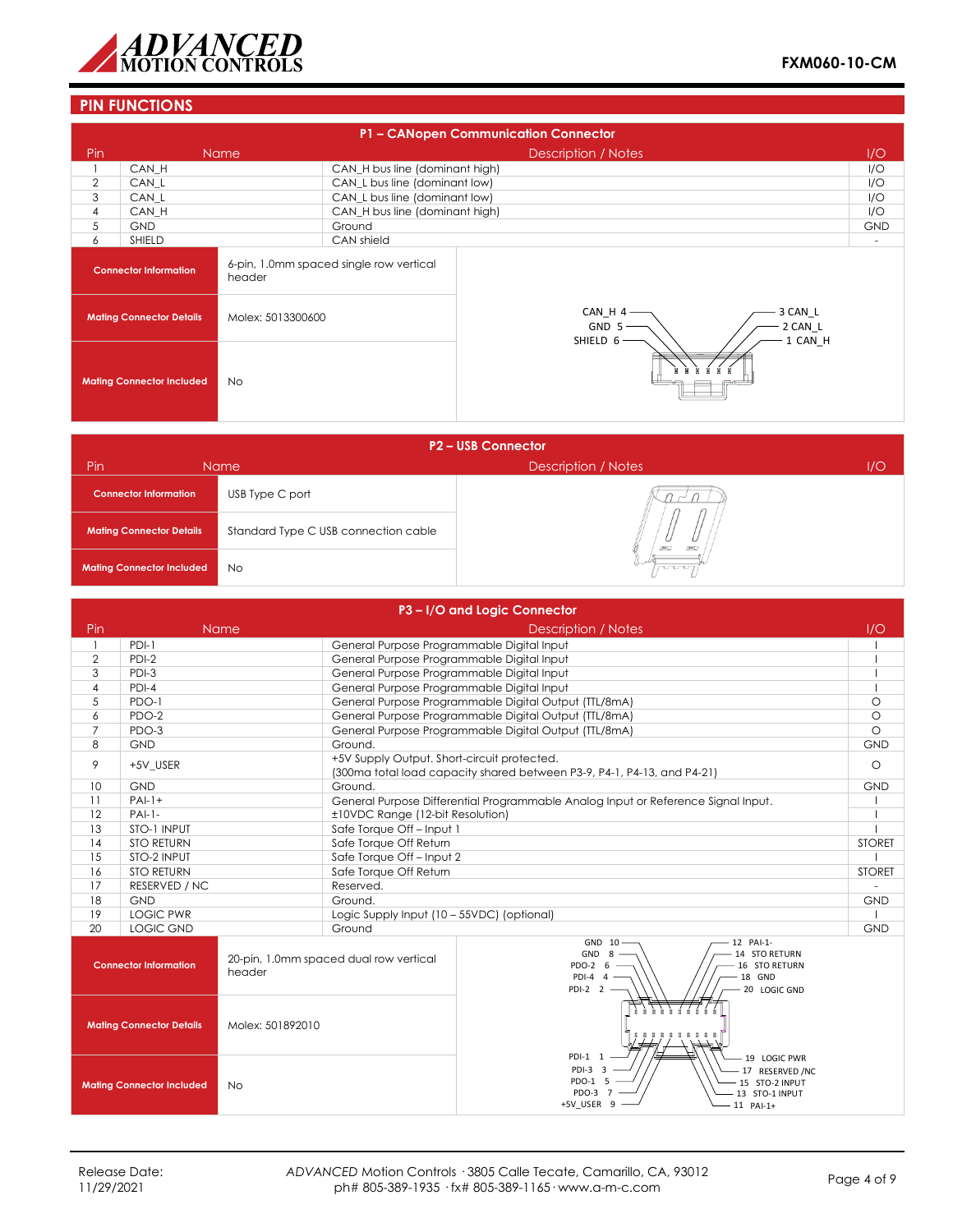## PIN FUNCTIONS

### P1 – CANopen Communication Connector

| Pin | Name | Description / Notes | I/O |
|---|---|---|---|
| 1 | CAN_H | CAN_H bus line (dominant high) | I/O |
| 2 | CAN_L | CAN_L bus line (dominant low) | I/O |
| 3 | CAN_L | CAN_L bus line (dominant low) | I/O |
| 4 | CAN_H | CAN_H bus line (dominant high) | I/O |
| 5 | GND | Ground | GND |
| 6 | SHIELD | CAN shield | - |

| | |
|---|---|
| **Connector Information** | 6-pin, 1.0mm spaced single row vertical header |
| **Mating Connector Details** | Molex: 5013300600 |
| **Mating Connector Included** | No |

CAN_H 4, GND 5, SHIELD 6, 3 CAN_L, 2 CAN_L, 1 CAN_H

### P2 – USB Connector

| | |
|---|---|
| **Connector Information** | USB Type C port |
| **Mating Connector Details** | Standard Type C USB connection cable |
| **Mating Connector Included** | No |

### P3 – I/O and Logic Connector

| Pin | Name | Description / Notes | I/O |
|---|---|---|---|
| 1 | PDI-1 | General Purpose Programmable Digital Input | I |
| 2 | PDI-2 | General Purpose Programmable Digital Input | I |
| 3 | PDI-3 | General Purpose Programmable Digital Input | I |
| 4 | PDI-4 | General Purpose Programmable Digital Input | I |
| 5 | PDO-1 | General Purpose Programmable Digital Output (TTL/8mA) | O |
| 6 | PDO-2 | General Purpose Programmable Digital Output (TTL/8mA) | O |
| 7 | PDO-3 | General Purpose Programmable Digital Output (TTL/8mA) | O |
| 8 | GND | Ground. | GND |
| 9 | +5V_USER | +5V Supply Output. Short-circuit protected. (300ma total load capacity shared between P3-9, P4-1, P4-13, and P4-21) | O |
| 10 | GND | Ground. | GND |
| 11 | PAI-1+ | General Purpose Differential Programmable Analog Input or Reference Signal Input. | I |
| 12 | PAI-1- | ±10VDC Range (12-bit Resolution) | I |
| 13 | STO-1 INPUT | Safe Torque Off – Input 1 | I |
| 14 | STO RETURN | Safe Torque Off Return | STORET |
| 15 | STO-2 INPUT | Safe Torque Off – Input 2 | I |
| 16 | STO RETURN | Safe Torque Off Return | STORET |
| 17 | RESERVED / NC | Reserved. | - |
| 18 | GND | Ground. | GND |
| 19 | LOGIC PWR | Logic Supply Input (10 – 55VDC) (optional) | I |
| 20 | LOGIC GND | Ground | GND |

| | |
|---|---|
| **Connector Information** | 20-pin, 1.0mm spaced dual row vertical header |
| **Mating Connector Details** | Molex: 501892010 |
| **Mating Connector Included** | No |

GND 10, GND 8, PDO-2 6, PDI-4 4, PDI-2 2, 12 PAI-1-, 14 STO RETURN, 16 STO RETURN, 18 GND, 20 LOGIC GND

PDI-1 1, PDI-3 3, PDO-1 5, PDO-3 7, +5V_USER 9, 19 LOGIC PWR, 17 RESERVED /NC, 15 STO-2 INPUT, 13 STO-1 INPUT, 11 PAI-1+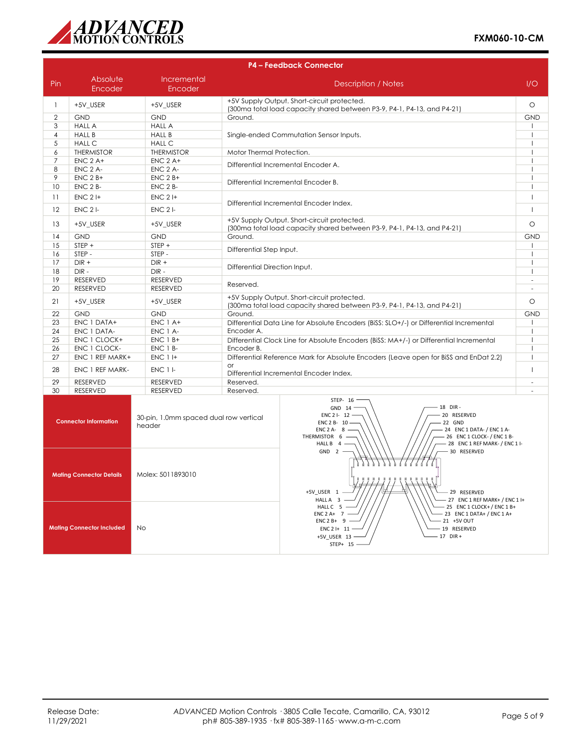## P4 – Feedback Connector

| Pin | Absolute Encoder | Incremental Encoder | Description / Notes | I/O |
|---|---|---|---|---|
| 1 | +5V_USER | +5V_USER | +5V Supply Output. Short-circuit protected. (300ma total load capacity shared between P3-9, P4-1, P4-13, and P4-21) | O |
| 2 | GND | GND | Ground. | GND |
| 3 | HALL A | HALL A | Single-ended Commutation Sensor Inputs. | I |
| 4 | HALL B | HALL B | | I |
| 5 | HALL C | HALL C | | I |
| 6 | THERMISTOR | THERMISTOR | Motor Thermal Protection. | I |
| 7 | ENC 2 A+ | ENC 2 A+ | Differential Incremental Encoder A. | I |
| 8 | ENC 2 A- | ENC 2 A- | | I |
| 9 | ENC 2 B+ | ENC 2 B+ | Differential Incremental Encoder B. | I |
| 10 | ENC 2 B- | ENC 2 B- | | I |
| 11 | ENC 2 I+ | ENC 2 I+ | Differential Incremental Encoder Index. | I |
| 12 | ENC 2 I- | ENC 2 I- | | I |
| 13 | +5V_USER | +5V_USER | +5V Supply Output. Short-circuit protected. (300ma total load capacity shared between P3-9, P4-1, P4-13, and P4-21) | O |
| 14 | GND | GND | Ground. | GND |
| 15 | STEP + | STEP + | Differential Step Input. | I |
| 16 | STEP - | STEP - | | I |
| 17 | DIR + | DIR + | Differential Direction Input. | I |
| 18 | DIR - | DIR - | | I |
| 19 | RESERVED | RESERVED | Reserved. | - |
| 20 | RESERVED | RESERVED | | - |
| 21 | +5V_USER | +5V_USER | +5V Supply Output. Short-circuit protected. (300ma total load capacity shared between P3-9, P4-1, P4-13, and P4-21) | O |
| 22 | GND | GND | Ground. | GND |
| 23 | ENC 1 DATA+ | ENC 1 A+ | Differential Data Line for Absolute Encoders (BiSS: SLO+/-) or Differential Incremental Encoder A. | I |
| 24 | ENC 1 DATA- | ENC 1 A- | | I |
| 25 | ENC 1 CLOCK+ | ENC 1 B+ | Differential Clock Line for Absolute Encoders (BiSS: MA+/-) or Differential Incremental Encoder B. | I |
| 26 | ENC 1 CLOCK- | ENC 1 B- | | I |
| 27 | ENC 1 REF MARK+ | ENC 1 I+ | Differential Reference Mark for Absolute Encoders (Leave open for BiSS and EnDat 2.2) or Differential Incremental Encoder Index. | I |
| 28 | ENC 1 REF MARK- | ENC 1 I- | | I |
| 29 | RESERVED | RESERVED | Reserved. | - |
| 30 | RESERVED | RESERVED | Reserved. | - |

| | |
|---|---|
| **Connector Information** | 30-pin, 1.0mm spaced dual row vertical header |
| **Mating Connector Details** | Molex: 5011893010 |
| **Mating Connector Included** | No |

STEP- 16, GND 14, ENC 2 I- 12, ENC 2 B- 10, ENC 2 A- 8, THERMISTOR 6, HALL B 4, GND 2, 18 DIR -, 20 RESERVED, 22 GND, 24 ENC 1 DATA- / ENC 1 A-, 26 ENC 1 CLOCK- / ENC 1 B-, 28 ENC 1 REF MARK- / ENC 1 I-, 30 RESERVED

+5V_USER 1, HALL A 3, HALL C 5, ENC 2 A+ 7, ENC 2 B+ 9, ENC 2 I+ 11, +5V_USER 13, STEP+ 15, 29 RESERVED, 27 ENC 1 REF MARK+ / ENC 1 I+, 25 ENC 1 CLOCK+ / ENC 1 B+, 23 ENC 1 DATA+ / ENC 1 A+, 21 +5V OUT, 19 RESERVED, 17 DIR +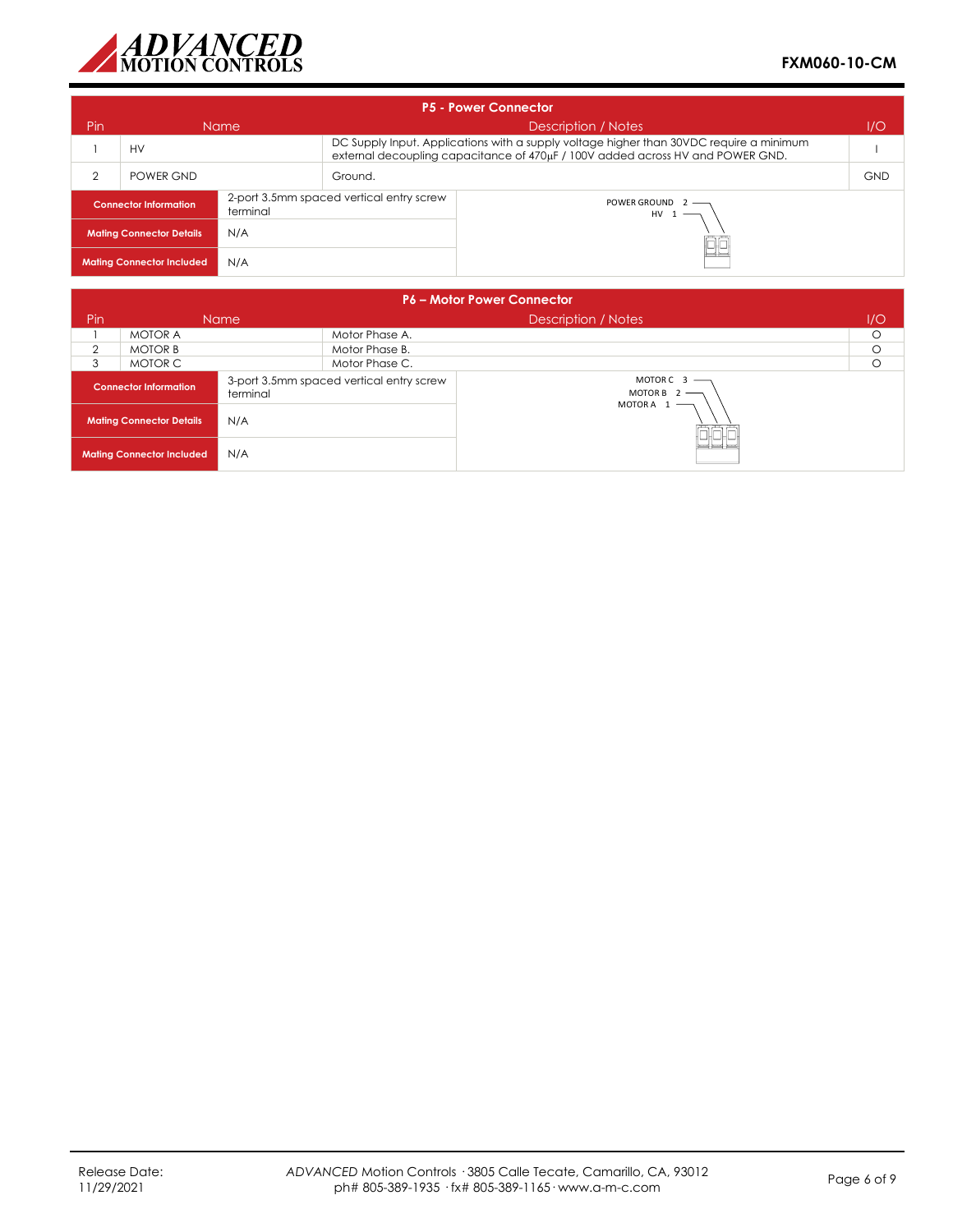## P5 - Power Connector

| Pin | Name | Description / Notes | I/O |
|---|---|---|---|
| 1 | HV | DC Supply Input. Applications with a supply voltage higher than 30VDC require a minimum external decoupling capacitance of 470µF / 100V added across HV and POWER GND. | I |
| 2 | POWER GND | Ground. | GND |

| | |
|---|---|
| **Connector Information** | 2-port 3.5mm spaced vertical entry screw terminal |
| **Mating Connector Details** | N/A |
| **Mating Connector Included** | N/A |

POWER GROUND 2
HV 1

## P6 – Motor Power Connector

| Pin | Name | Description / Notes | I/O |
|---|---|---|---|
| 1 | MOTOR A | Motor Phase A. | O |
| 2 | MOTOR B | Motor Phase B. | O |
| 3 | MOTOR C | Motor Phase C. | O |

| | |
|---|---|
| **Connector Information** | 3-port 3.5mm spaced vertical entry screw terminal |
| **Mating Connector Details** | N/A |
| **Mating Connector Included** | N/A |

MOTOR C 3
MOTOR B 2
MOTOR A 1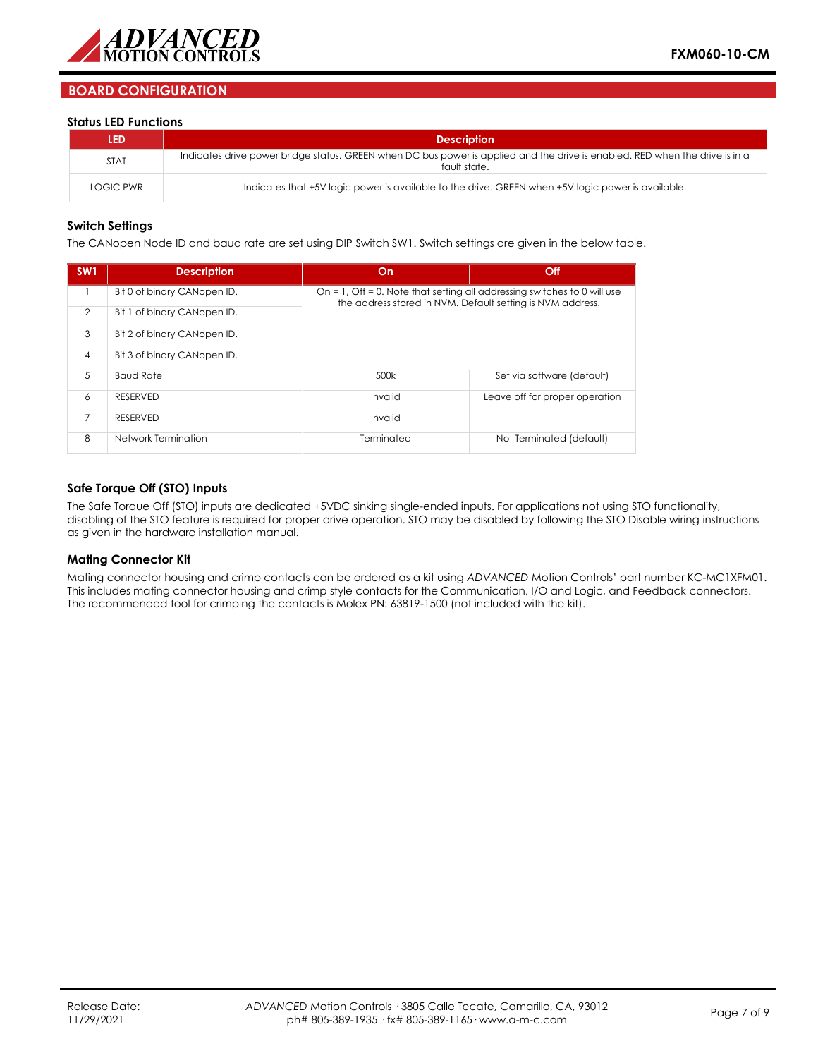## BOARD CONFIGURATION

### Status LED Functions

| LED | Description |
|---|---|
| STAT | Indicates drive power bridge status. GREEN when DC bus power is applied and the drive is enabled. RED when the drive is in a fault state. |
| LOGIC PWR | Indicates that +5V logic power is available to the drive. GREEN when +5V logic power is available. |

### Switch Settings

The CANopen Node ID and baud rate are set using DIP Switch SW1. Switch settings are given in the below table.

| SW1 | Description | On | Off |
|---|---|---|---|
| 1 | Bit 0 of binary CANopen ID. | On = 1, Off = 0. Note that setting all addressing switches to 0 will use the address stored in NVM. Default setting is NVM address. | |
| 2 | Bit 1 of binary CANopen ID. | | |
| 3 | Bit 2 of binary CANopen ID. | | |
| 4 | Bit 3 of binary CANopen ID. | | |
| 5 | Baud Rate | 500k | Set via software (default) |
| 6 | RESERVED | Invalid | Leave off for proper operation |
| 7 | RESERVED | Invalid | |
| 8 | Network Termination | Terminated | Not Terminated (default) |

### Safe Torque Off (STO) Inputs

The Safe Torque Off (STO) inputs are dedicated +5VDC sinking single-ended inputs. For applications not using STO functionality, disabling of the STO feature is required for proper drive operation. STO may be disabled by following the STO Disable wiring instructions as given in the hardware installation manual.

### Mating Connector Kit

Mating connector housing and crimp contacts can be ordered as a kit using *ADVANCED* Motion Controls' part number KC-MC1XFM01. This includes mating connector housing and crimp style contacts for the Communication, I/O and Logic, and Feedback connectors. The recommended tool for crimping the contacts is Molex PN: 63819-1500 (not included with the kit).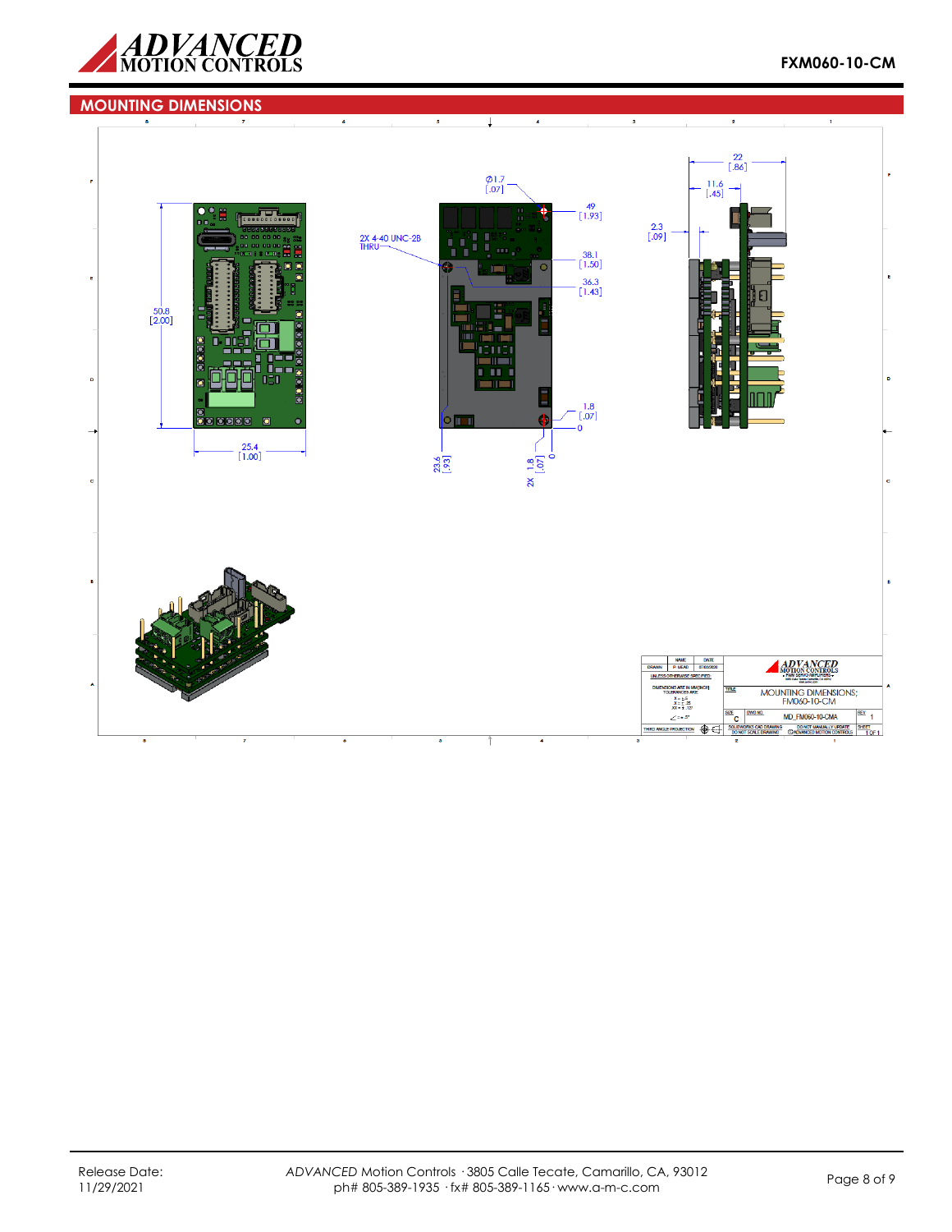## MOUNTING DIMENSIONS

50.8 [2.00]

25.4 [1.00]

Ø1.7 [.07]

2X 4-40 UNC-2B THRU

49 [1.93]

38.1 [1.50]

36.3 [1.43]

1.8 [.07]

0

23.6 [.93]

2X 1.8 [.07]

0

22 [.86]

11.6 [.45]

2.3 [.09]

| NAME | DATE |
|---|---|
| DRAWN | P. MEAD |

UNLESS OTHERWISE SPECIFIED:

DIMENSIONS ARE IN MM[INCH] TOLERANCES ARE:

TITLE: MOUNTING DIMENSIONS; FM060-10-CM

SIZE: C

DWG NO. MD_FM060-10-CMA

REV: 1

THIRD ANGLE PROJECTION

SOLIDWORKS CAD DRAWING — DO NOT SCALE DRAWING

DO NOT MANUALLY UPDATE — ©ADVANCED MOTION CONTROLS

SHEET 1 OF 1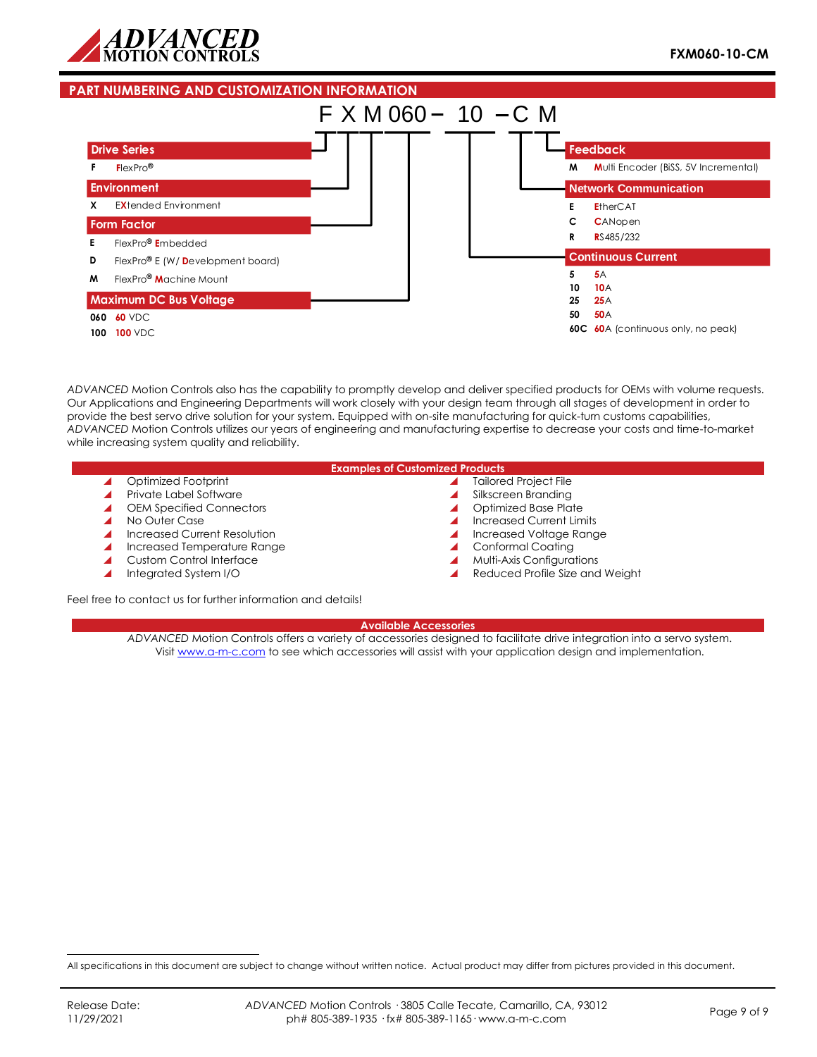## PART NUMBERING AND CUSTOMIZATION INFORMATION

F X M 060 – 10 – C M

**Drive Series**

| | |
|---|---|
| F | FlexPro® |

**Environment**

| | |
|---|---|
| X | EXtended Environment |

**Form Factor**

| | |
|---|---|
| E | FlexPro® Embedded |
| D | FlexPro® E (W/ Development board) |
| M | FlexPro® Machine Mount |

**Maximum DC Bus Voltage**

| | |
|---|---|
| 060 | 60 VDC |
| 100 | 100 VDC |

**Feedback**

| | |
|---|---|
| M | Multi Encoder (BiSS, 5V Incremental) |

**Network Communication**

| | |
|---|---|
| E | EtherCAT |
| C | CANopen |
| R | RS485/232 |

**Continuous Current**

| | |
|---|---|
| 5 | 5A |
| 10 | 10A |
| 25 | 25A |
| 50 | 50A |
| 60C | 60A (continuous only, no peak) |

*ADVANCED* Motion Controls also has the capability to promptly develop and deliver specified products for OEMs with volume requests. Our Applications and Engineering Departments will work closely with your design team through all stages of development in order to provide the best servo drive solution for your system. Equipped with on-site manufacturing for quick-turn customs capabilities, *ADVANCED* Motion Controls utilizes our years of engineering and manufacturing expertise to decrease your costs and time-to-market while increasing system quality and reliability.

### Examples of Customized Products

- Optimized Footprint
- Private Label Software
- OEM Specified Connectors
- No Outer Case
- Increased Current Resolution
- Increased Temperature Range
- Custom Control Interface
- Integrated System I/O
- Tailored Project File
- Silkscreen Branding
- Optimized Base Plate
- Increased Current Limits
- Increased Voltage Range
- Conformal Coating
- Multi-Axis Configurations
- Reduced Profile Size and Weight

Feel free to contact us for further information and details!

### Available Accessories

*ADVANCED* Motion Controls offers a variety of accessories designed to facilitate drive integration into a servo system. Visit www.a-m-c.com to see which accessories will assist with your application design and implementation.

All specifications in this document are subject to change without written notice. Actual product may differ from pictures provided in this document.